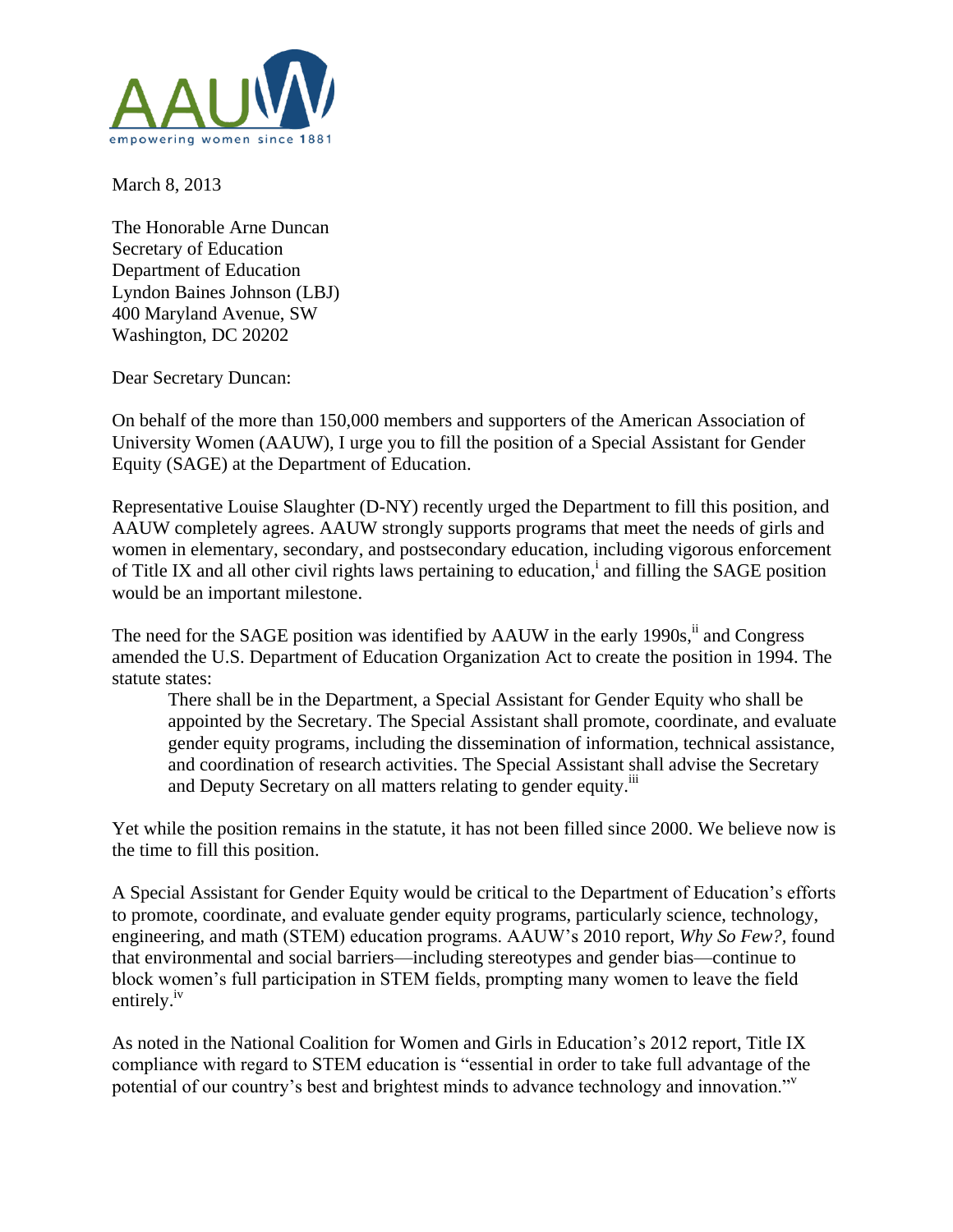AAUW

empowering women since 1881

March 8, 2013

The Honorable Arne Duncan
Secretary of Education
Department of Education
Lyndon Baines Johnson (LBJ)
400 Maryland Avenue, SW
Washington, DC 20202

Dear Secretary Duncan:

On behalf of the more than 150,000 members and supporters of the American Association of University Women (AAUW), I urge you to fill the position of a Special Assistant for Gender Equity (SAGE) at the Department of Education.

Representative Louise Slaughter (D-NY) recently urged the Department to fill this position, and AAUW completely agrees. AAUW strongly supports programs that meet the needs of girls and women in elementary, secondary, and postsecondary education, including vigorous enforcement of Title IX and all other civil rights laws pertaining to education,[i] and filling the SAGE position would be an important milestone.

The need for the SAGE position was identified by AAUW in the early 1990s,[ii] and Congress amended the U.S. Department of Education Organization Act to create the position in 1994. The statute states:

> There shall be in the Department, a Special Assistant for Gender Equity who shall be appointed by the Secretary. The Special Assistant shall promote, coordinate, and evaluate gender equity programs, including the dissemination of information, technical assistance, and coordination of research activities. The Special Assistant shall advise the Secretary and Deputy Secretary on all matters relating to gender equity.[iii]

Yet while the position remains in the statute, it has not been filled since 2000. We believe now is the time to fill this position.

A Special Assistant for Gender Equity would be critical to the Department of Education's efforts to promote, coordinate, and evaluate gender equity programs, particularly science, technology, engineering, and math (STEM) education programs. AAUW's 2010 report, *Why So Few?*, found that environmental and social barriers—including stereotypes and gender bias—continue to block women's full participation in STEM fields, prompting many women to leave the field entirely.[iv]

As noted in the National Coalition for Women and Girls in Education's 2012 report, Title IX compliance with regard to STEM education is "essential in order to take full advantage of the potential of our country's best and brightest minds to advance technology and innovation."[v]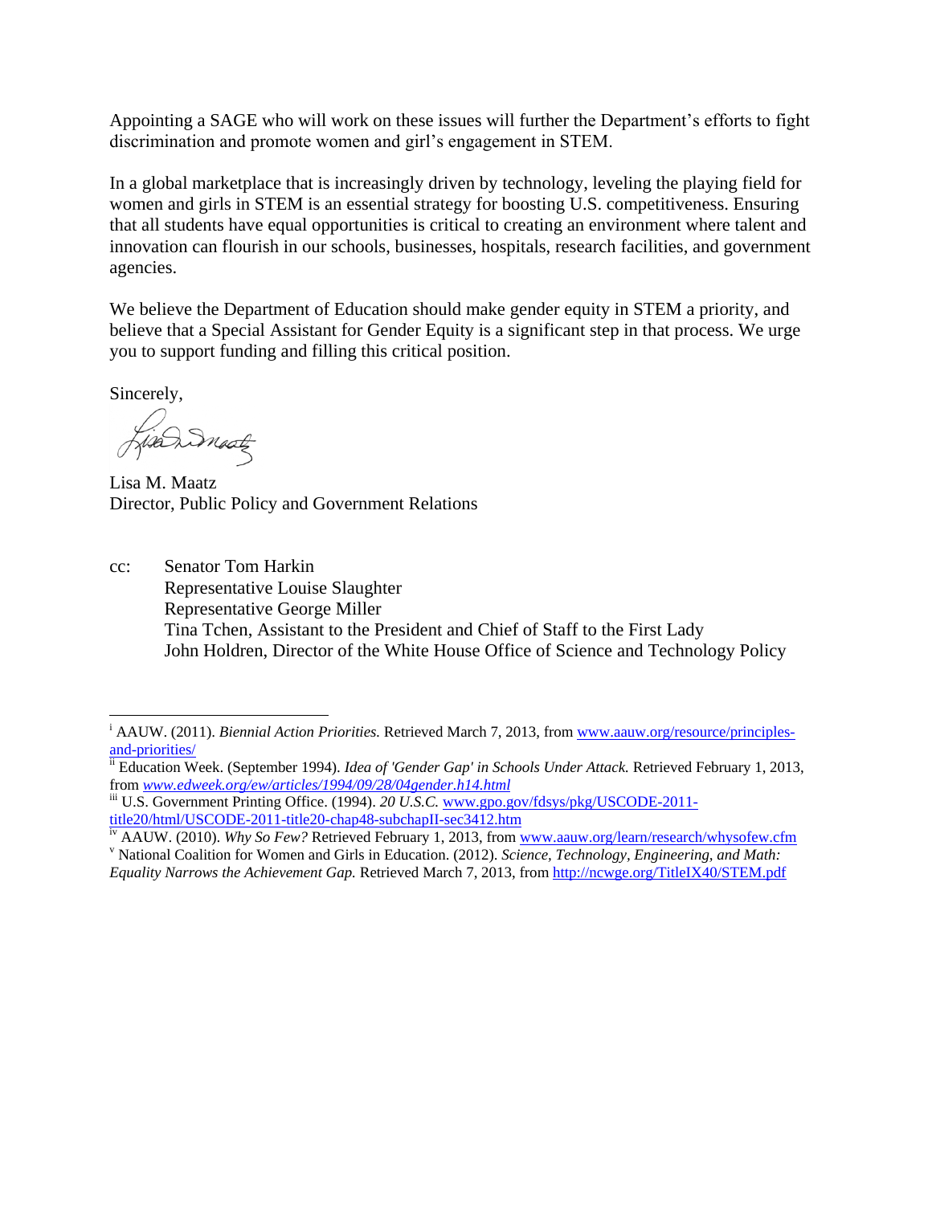Appointing a SAGE who will work on these issues will further the Department's efforts to fight discrimination and promote women and girl's engagement in STEM.

In a global marketplace that is increasingly driven by technology, leveling the playing field for women and girls in STEM is an essential strategy for boosting U.S. competitiveness. Ensuring that all students have equal opportunities is critical to creating an environment where talent and innovation can flourish in our schools, businesses, hospitals, research facilities, and government agencies.

We believe the Department of Education should make gender equity in STEM a priority, and believe that a Special Assistant for Gender Equity is a significant step in that process. We urge you to support funding and filling this critical position.

Sincerely,

Lisa M. Maatz
Director, Public Policy and Government Relations

cc: Senator Tom Harkin
Representative Louise Slaughter
Representative George Miller
Tina Tchen, Assistant to the President and Chief of Staff to the First Lady
John Holdren, Director of the White House Office of Science and Technology Policy

---

[i] AAUW. (2011). *Biennial Action Priorities.* Retrieved March 7, 2013, from www.aauw.org/resource/principles-and-priorities/

[ii] Education Week. (September 1994). *Idea of 'Gender Gap' in Schools Under Attack.* Retrieved February 1, 2013, from *www.edweek.org/ew/articles/1994/09/28/04gender.h14.html*

[iii] U.S. Government Printing Office. (1994). *20 U.S.C.* www.gpo.gov/fdsys/pkg/USCODE-2011-title20/html/USCODE-2011-title20-chap48-subchapII-sec3412.htm

[iv] AAUW. (2010). *Why So Few?* Retrieved February 1, 2013, from www.aauw.org/learn/research/whysofew.cfm

[v] National Coalition for Women and Girls in Education. (2012). *Science, Technology, Engineering, and Math: Equality Narrows the Achievement Gap.* Retrieved March 7, 2013, from http://ncwge.org/TitleIX40/STEM.pdf